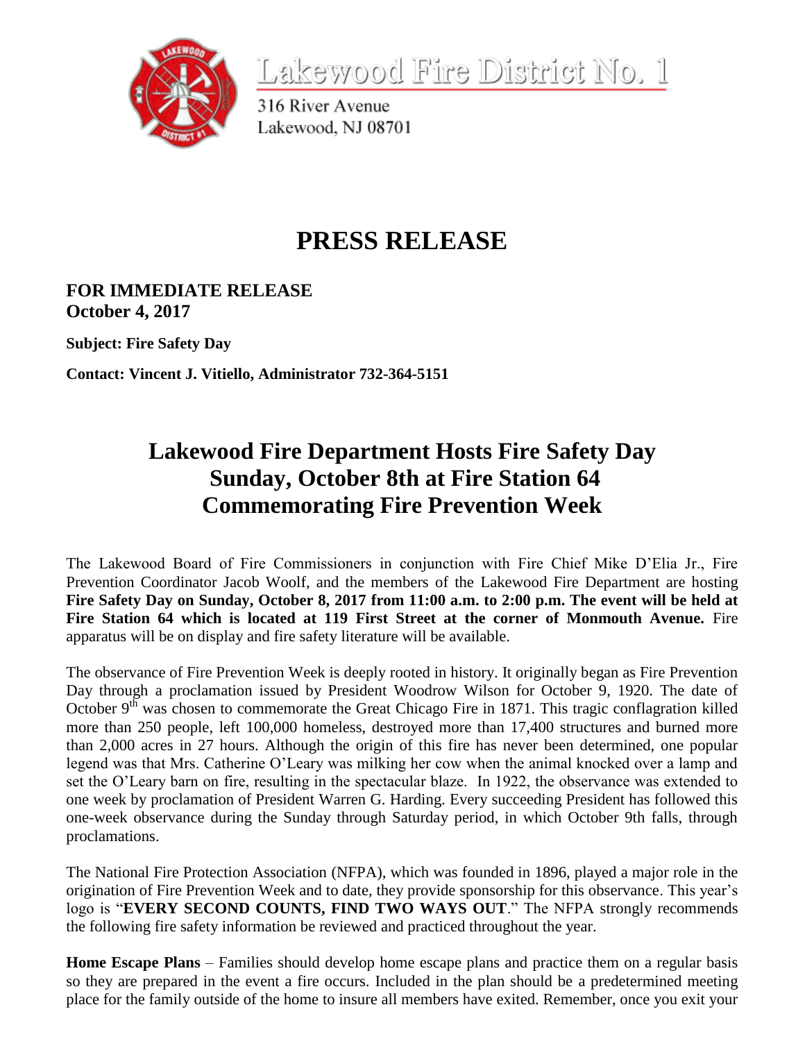Lakewood Fire District No. 1

316 River Avenue
Lakewood, NJ 08701

# PRESS RELEASE

**FOR IMMEDIATE RELEASE**
**October 4, 2017**

**Subject: Fire Safety Day**

**Contact: Vincent J. Vitiello, Administrator 732-364-5151**

## Lakewood Fire Department Hosts Fire Safety Day Sunday, October 8th at Fire Station 64 Commemorating Fire Prevention Week

The Lakewood Board of Fire Commissioners in conjunction with Fire Chief Mike D'Elia Jr., Fire Prevention Coordinator Jacob Woolf, and the members of the Lakewood Fire Department are hosting **Fire Safety Day on Sunday, October 8, 2017 from 11:00 a.m. to 2:00 p.m. The event will be held at Fire Station 64 which is located at 119 First Street at the corner of Monmouth Avenue.** Fire apparatus will be on display and fire safety literature will be available.

The observance of Fire Prevention Week is deeply rooted in history. It originally began as Fire Prevention Day through a proclamation issued by President Woodrow Wilson for October 9, 1920. The date of October 9th was chosen to commemorate the Great Chicago Fire in 1871. This tragic conflagration killed more than 250 people, left 100,000 homeless, destroyed more than 17,400 structures and burned more than 2,000 acres in 27 hours. Although the origin of this fire has never been determined, one popular legend was that Mrs. Catherine O'Leary was milking her cow when the animal knocked over a lamp and set the O'Leary barn on fire, resulting in the spectacular blaze. In 1922, the observance was extended to one week by proclamation of President Warren G. Harding. Every succeeding President has followed this one-week observance during the Sunday through Saturday period, in which October 9th falls, through proclamations.

The National Fire Protection Association (NFPA), which was founded in 1896, played a major role in the origination of Fire Prevention Week and to date, they provide sponsorship for this observance. This year's logo is "**EVERY SECOND COUNTS, FIND TWO WAYS OUT**." The NFPA strongly recommends the following fire safety information be reviewed and practiced throughout the year.

**Home Escape Plans** – Families should develop home escape plans and practice them on a regular basis so they are prepared in the event a fire occurs. Included in the plan should be a predetermined meeting place for the family outside of the home to insure all members have exited. Remember, once you exit your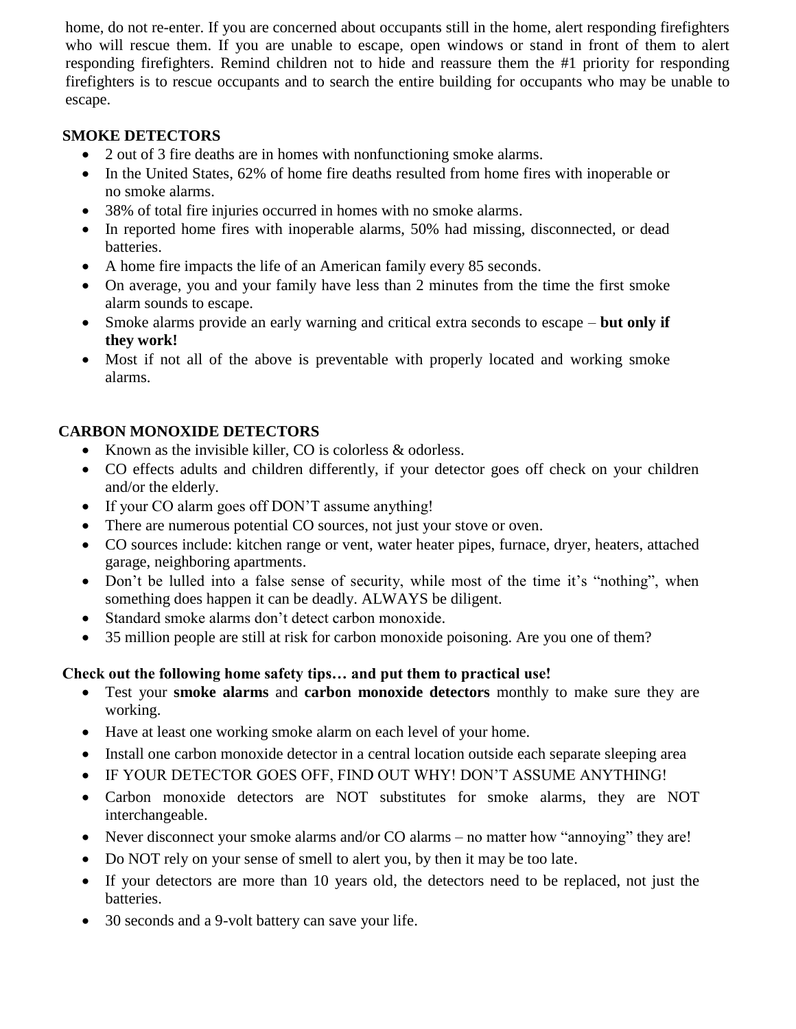home, do not re-enter. If you are concerned about occupants still in the home, alert responding firefighters who will rescue them. If you are unable to escape, open windows or stand in front of them to alert responding firefighters. Remind children not to hide and reassure them the #1 priority for responding firefighters is to rescue occupants and to search the entire building for occupants who may be unable to escape.

**SMOKE DETECTORS**

- 2 out of 3 fire deaths are in homes with nonfunctioning smoke alarms.
- In the United States, 62% of home fire deaths resulted from home fires with inoperable or no smoke alarms.
- 38% of total fire injuries occurred in homes with no smoke alarms.
- In reported home fires with inoperable alarms, 50% had missing, disconnected, or dead batteries.
- A home fire impacts the life of an American family every 85 seconds.
- On average, you and your family have less than 2 minutes from the time the first smoke alarm sounds to escape.
- Smoke alarms provide an early warning and critical extra seconds to escape – **but only if they work!**
- Most if not all of the above is preventable with properly located and working smoke alarms.

**CARBON MONOXIDE DETECTORS**

- Known as the invisible killer, CO is colorless & odorless.
- CO effects adults and children differently, if your detector goes off check on your children and/or the elderly.
- If your CO alarm goes off DON'T assume anything!
- There are numerous potential CO sources, not just your stove or oven.
- CO sources include: kitchen range or vent, water heater pipes, furnace, dryer, heaters, attached garage, neighboring apartments.
- Don't be lulled into a false sense of security, while most of the time it's "nothing", when something does happen it can be deadly. ALWAYS be diligent.
- Standard smoke alarms don't detect carbon monoxide.
- 35 million people are still at risk for carbon monoxide poisoning. Are you one of them?

**Check out the following home safety tips… and put them to practical use!**

- Test your **smoke alarms** and **carbon monoxide detectors** monthly to make sure they are working.
- Have at least one working smoke alarm on each level of your home.
- Install one carbon monoxide detector in a central location outside each separate sleeping area
- IF YOUR DETECTOR GOES OFF, FIND OUT WHY! DON'T ASSUME ANYTHING!
- Carbon monoxide detectors are NOT substitutes for smoke alarms, they are NOT interchangeable.
- Never disconnect your smoke alarms and/or CO alarms – no matter how "annoying" they are!
- Do NOT rely on your sense of smell to alert you, by then it may be too late.
- If your detectors are more than 10 years old, the detectors need to be replaced, not just the batteries.
- 30 seconds and a 9-volt battery can save your life.